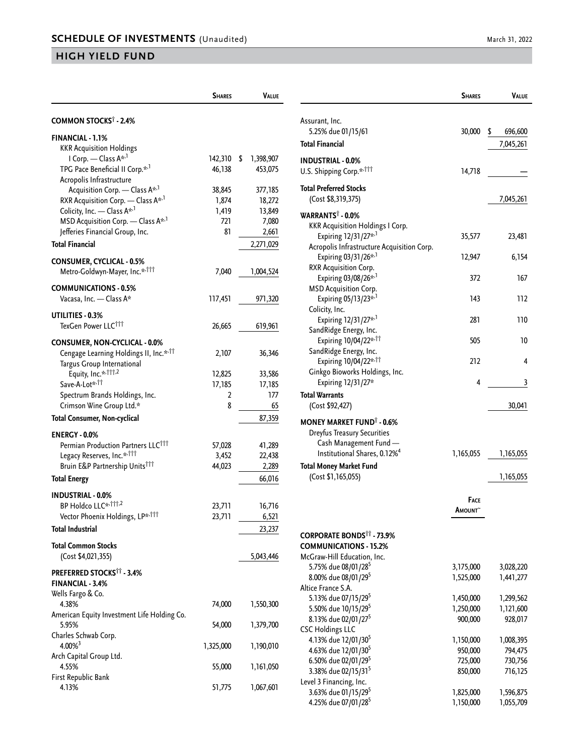## SCHEDULE OF INVESTMENTS (Unaudited)

March 31, 2022

## HIGH YIELD FUND

| | Shares | Value |
|---|---|---|
| **COMMON STOCKS† - 2.4%** | | |
| **FINANCIAL - 1.1%** | | |
| KKR Acquisition Holdings I Corp. — Class A*,1 | 142,310 | $ 1,398,907 |
| TPG Pace Beneficial II Corp.*,1 | 46,138 | 453,075 |
| Acropolis Infrastructure Acquisition Corp. — Class A*,1 | 38,845 | 377,185 |
| RXR Acquisition Corp. — Class A*,1 | 1,874 | 18,272 |
| Colicity, Inc. — Class A*,1 | 1,419 | 13,849 |
| MSD Acquisition Corp. — Class A*,1 | 721 | 7,080 |
| Jefferies Financial Group, Inc. | 81 | 2,661 |
| **Total Financial** | | 2,271,029 |
| **CONSUMER, CYCLICAL - 0.5%** | | |
| Metro-Goldwyn-Mayer, Inc.*,††† | 7,040 | 1,004,524 |
| **COMMUNICATIONS - 0.5%** | | |
| Vacasa, Inc. — Class A* | 117,451 | 971,320 |
| **UTILITIES - 0.3%** | | |
| TexGen Power LLC††† | 26,665 | 619,961 |
| **CONSUMER, NON-CYCLICAL - 0.0%** | | |
| Cengage Learning Holdings II, Inc.*,†† | 2,107 | 36,346 |
| Targus Group International Equity, Inc.*,†††,2 | 12,825 | 33,586 |
| Save-A-Lot*,†† | 17,185 | 17,185 |
| Spectrum Brands Holdings, Inc. | 2 | 177 |
| Crimson Wine Group Ltd.* | 8 | 65 |
| **Total Consumer, Non-cyclical** | | 87,359 |
| **ENERGY - 0.0%** | | |
| Permian Production Partners LLC††† | 57,028 | 41,289 |
| Legacy Reserves, Inc.*,††† | 3,452 | 22,438 |
| Bruin E&P Partnership Units††† | 44,023 | 2,289 |
| **Total Energy** | | 66,016 |
| **INDUSTRIAL - 0.0%** | | |
| BP Holdco LLC*,†††,2 | 23,711 | 16,716 |
| Vector Phoenix Holdings, LP*,††† | 23,711 | 6,521 |
| **Total Industrial** | | 23,237 |
| **Total Common Stocks** (Cost $4,021,355) | | 5,043,446 |
| **PREFERRED STOCKS†† - 3.4%** | | |
| **FINANCIAL - 3.4%** | | |
| Wells Fargo & Co. 4.38% | 74,000 | 1,550,300 |
| American Equity Investment Life Holding Co. 5.95% | 54,000 | 1,379,700 |
| Charles Schwab Corp. 4.00%3 | 1,325,000 | 1,190,010 |
| Arch Capital Group Ltd. 4.55% | 55,000 | 1,161,050 |
| First Republic Bank 4.13% | 51,775 | 1,067,601 |
| Assurant, Inc. 5.25% due 01/15/61 | 30,000 | $ 696,600 |
| **Total Financial** | | 7,045,261 |
| **INDUSTRIAL - 0.0%** | | |
| U.S. Shipping Corp.*,††† | 14,718 | — |
| **Total Preferred Stocks** (Cost $8,319,375) | | 7,045,261 |
| **WARRANTS† - 0.0%** | | |
| KKR Acquisition Holdings I Corp. Expiring 12/31/27*,1 | 35,577 | 23,481 |
| Acropolis Infrastructure Acquisition Corp. Expiring 03/31/26*,1 | 12,947 | 6,154 |
| RXR Acquisition Corp. Expiring 03/08/26*,1 | 372 | 167 |
| MSD Acquisition Corp. Expiring 05/13/23*,1 | 143 | 112 |
| Colicity, Inc. Expiring 12/31/27*,1 | 281 | 110 |
| SandRidge Energy, Inc. Expiring 10/04/22*,†† | 505 | 10 |
| SandRidge Energy, Inc. Expiring 10/04/22*,†† | 212 | 4 |
| Ginkgo Bioworks Holdings, Inc. Expiring 12/31/27* | 4 | 3 |
| **Total Warrants** (Cost $92,427) | | 30,041 |
| **MONEY MARKET FUND† - 0.6%** | | |
| Dreyfus Treasury Securities Cash Management Fund — Institutional Shares, 0.12%4 | 1,165,055 | 1,165,055 |
| **Total Money Market Fund** (Cost $1,165,055) | | 1,165,055 |

| | Face Amount~ | Value |
|---|---|---|
| **CORPORATE BONDS†† - 73.9%** | | |
| **COMMUNICATIONS - 15.2%** | | |
| McGraw-Hill Education, Inc. | | |
| 5.75% due 08/01/285 | 3,175,000 | 3,028,220 |
| 8.00% due 08/01/295 | 1,525,000 | 1,441,277 |
| Altice France S.A. | | |
| 5.13% due 07/15/295 | 1,450,000 | 1,299,562 |
| 5.50% due 10/15/295 | 1,250,000 | 1,121,600 |
| 8.13% due 02/01/275 | 900,000 | 928,017 |
| CSC Holdings LLC | | |
| 4.13% due 12/01/305 | 1,150,000 | 1,008,395 |
| 4.63% due 12/01/305 | 950,000 | 794,475 |
| 6.50% due 02/01/295 | 725,000 | 730,756 |
| 3.38% due 02/15/315 | 850,000 | 716,125 |
| Level 3 Financing, Inc. | | |
| 3.63% due 01/15/295 | 1,825,000 | 1,596,875 |
| 4.25% due 07/01/285 | 1,150,000 | 1,055,709 |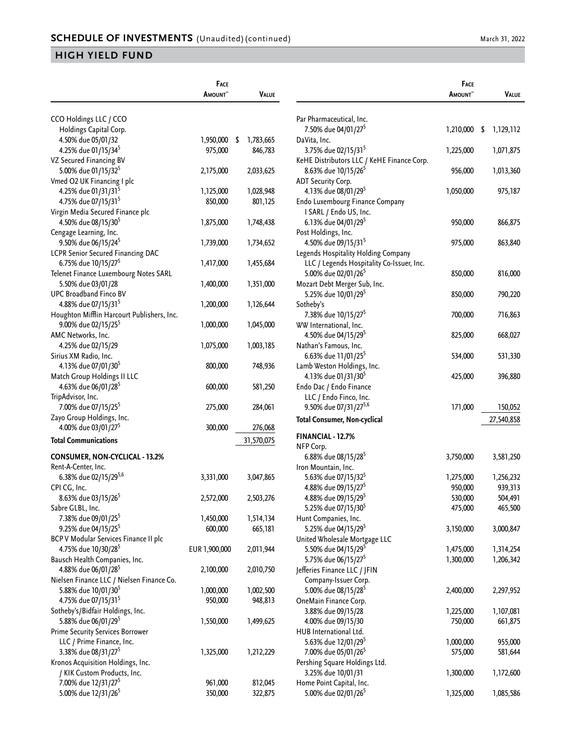## HIGH YIELD FUND

| | Face Amount~ | Value |
|---|---|---|
| CCO Holdings LLC / CCO Holdings Capital Corp. | | |
| 4.50% due 05/01/32 | 1,950,000 | $ 1,783,665 |
| 4.25% due 01/15/34[5] | 975,000 | 846,783 |
| VZ Secured Financing BV | | |
| 5.00% due 01/15/32[5] | 2,175,000 | 2,033,625 |
| Vmed O2 UK Financing I plc | | |
| 4.25% due 01/31/31[5] | 1,125,000 | 1,028,948 |
| 4.75% due 07/15/31[5] | 850,000 | 801,125 |
| Virgin Media Secured Finance plc | | |
| 4.50% due 08/15/30[5] | 1,875,000 | 1,748,438 |
| Cengage Learning, Inc. | | |
| 9.50% due 06/15/24[5] | 1,739,000 | 1,734,652 |
| LCPR Senior Secured Financing DAC | | |
| 6.75% due 10/15/27[5] | 1,417,000 | 1,455,684 |
| Telenet Finance Luxembourg Notes SARL | | |
| 5.50% due 03/01/28 | 1,400,000 | 1,351,000 |
| UPC Broadband Finco BV | | |
| 4.88% due 07/15/31[5] | 1,200,000 | 1,126,644 |
| Houghton Mifflin Harcourt Publishers, Inc. | | |
| 9.00% due 02/15/25[5] | 1,000,000 | 1,045,000 |
| AMC Networks, Inc. | | |
| 4.25% due 02/15/29 | 1,075,000 | 1,003,185 |
| Sirius XM Radio, Inc. | | |
| 4.13% due 07/01/30[5] | 800,000 | 748,936 |
| Match Group Holdings II LLC | | |
| 4.63% due 06/01/28[5] | 600,000 | 581,250 |
| TripAdvisor, Inc. | | |
| 7.00% due 07/15/25[5] | 275,000 | 284,061 |
| Zayo Group Holdings, Inc. | | |
| 4.00% due 03/01/27[5] | 300,000 | 276,068 |
| **Total Communications** | | 31,570,075 |
| **CONSUMER, NON-CYCLICAL - 13.2%** | | |
| Rent-A-Center, Inc. | | |
| 6.38% due 02/15/29[5,6] | 3,331,000 | 3,047,865 |
| CPI CG, Inc. | | |
| 8.63% due 03/15/26[5] | 2,572,000 | 2,503,276 |
| Sabre GLBL, Inc. | | |
| 7.38% due 09/01/25[5] | 1,450,000 | 1,514,134 |
| 9.25% due 04/15/25[5] | 600,000 | 665,181 |
| BCP V Modular Services Finance II plc | | |
| 4.75% due 10/30/28[5] | EUR 1,900,000 | 2,011,944 |
| Bausch Health Companies, Inc. | | |
| 4.88% due 06/01/28[5] | 2,100,000 | 2,010,750 |
| Nielsen Finance LLC / Nielsen Finance Co. | | |
| 5.88% due 10/01/30[5] | 1,000,000 | 1,002,500 |
| 4.75% due 07/15/31[5] | 950,000 | 948,813 |
| Sotheby's/Bidfair Holdings, Inc. | | |
| 5.88% due 06/01/29[5] | 1,550,000 | 1,499,625 |
| Prime Security Services Borrower LLC / Prime Finance, Inc. | | |
| 3.38% due 08/31/27[5] | 1,325,000 | 1,212,229 |
| Kronos Acquisition Holdings, Inc. / KIK Custom Products, Inc. | | |
| 7.00% due 12/31/27[5] | 961,000 | 812,045 |
| 5.00% due 12/31/26[5] | 350,000 | 322,875 |
| Par Pharmaceutical, Inc. | | |
| 7.50% due 04/01/27[5] | 1,210,000 | $ 1,129,112 |
| DaVita, Inc. | | |
| 3.75% due 02/15/31[5] | 1,225,000 | 1,071,875 |
| KeHE Distributors LLC / KeHE Finance Corp. | | |
| 8.63% due 10/15/26[5] | 956,000 | 1,013,360 |
| ADT Security Corp. | | |
| 4.13% due 08/01/29[5] | 1,050,000 | 975,187 |
| Endo Luxembourg Finance Company I SARL / Endo US, Inc. | | |
| 6.13% due 04/01/29[5] | 950,000 | 866,875 |
| Post Holdings, Inc. | | |
| 4.50% due 09/15/31[5] | 975,000 | 863,840 |
| Legends Hospitality Holding Company LLC / Legends Hospitality Co-Issuer, Inc. | | |
| 5.00% due 02/01/26[5] | 850,000 | 816,000 |
| Mozart Debt Merger Sub, Inc. | | |
| 5.25% due 10/01/29[5] | 850,000 | 790,220 |
| Sotheby's | | |
| 7.38% due 10/15/27[5] | 700,000 | 716,863 |
| WW International, Inc. | | |
| 4.50% due 04/15/29[5] | 825,000 | 668,027 |
| Nathan's Famous, Inc. | | |
| 6.63% due 11/01/25[5] | 534,000 | 531,330 |
| Lamb Weston Holdings, Inc. | | |
| 4.13% due 01/31/30[5] | 425,000 | 396,880 |
| Endo Dac / Endo Finance LLC / Endo Finco, Inc. | | |
| 9.50% due 07/31/27[5,6] | 171,000 | 150,052 |
| **Total Consumer, Non-cyclical** | | 27,540,858 |
| **FINANCIAL - 12.7%** | | |
| NFP Corp. | | |
| 6.88% due 08/15/28[5] | 3,750,000 | 3,581,250 |
| Iron Mountain, Inc. | | |
| 5.63% due 07/15/32[5] | 1,275,000 | 1,256,232 |
| 4.88% due 09/15/27[5] | 950,000 | 939,313 |
| 4.88% due 09/15/29[5] | 530,000 | 504,491 |
| 5.25% due 07/15/30[5] | 475,000 | 465,500 |
| Hunt Companies, Inc. | | |
| 5.25% due 04/15/29[5] | 3,150,000 | 3,000,847 |
| United Wholesale Mortgage LLC | | |
| 5.50% due 04/15/29[5] | 1,475,000 | 1,314,254 |
| 5.75% due 06/15/27[5] | 1,300,000 | 1,206,342 |
| Jefferies Finance LLC / JFIN Company-Issuer Corp. | | |
| 5.00% due 08/15/28[5] | 2,400,000 | 2,297,952 |
| OneMain Finance Corp. | | |
| 3.88% due 09/15/28 | 1,225,000 | 1,107,081 |
| 4.00% due 09/15/30 | 750,000 | 661,875 |
| HUB International Ltd. | | |
| 5.63% due 12/01/29[5] | 1,000,000 | 955,000 |
| 7.00% due 05/01/26[5] | 575,000 | 581,644 |
| Pershing Square Holdings Ltd. | | |
| 3.25% due 10/01/31 | 1,300,000 | 1,172,600 |
| Home Point Capital, Inc. | | |
| 5.00% due 02/01/26[5] | 1,325,000 | 1,085,586 |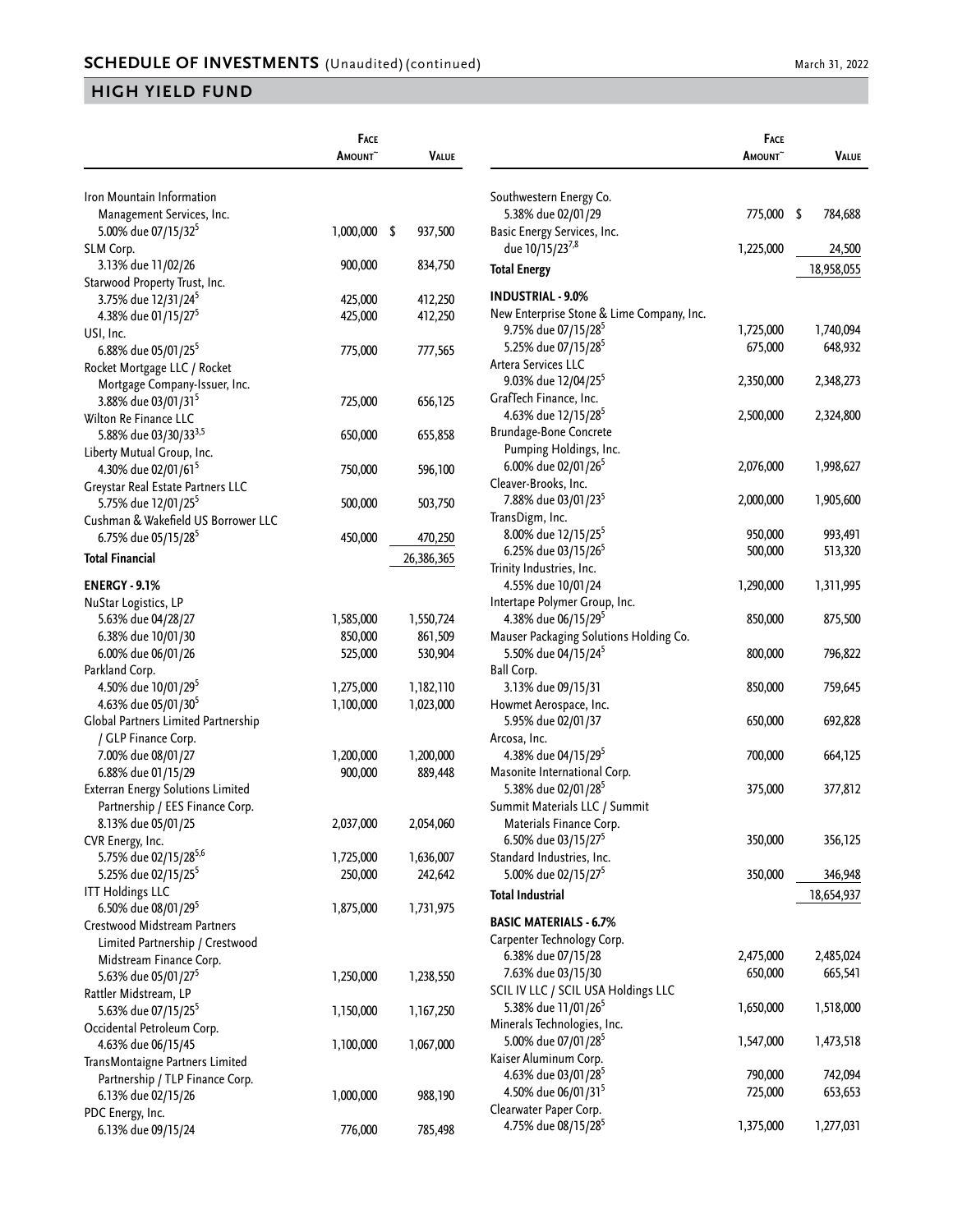## SCHEDULE OF INVESTMENTS (Unaudited) (continued)

March 31, 2022

## HIGH YIELD FUND

| | Face Amount~ | Value |
|---|---|---|
| Iron Mountain Information Management Services, Inc. | | |
| 5.00% due 07/15/32[5] | 1,000,000 | $ 937,500 |
| SLM Corp. | | |
| 3.13% due 11/02/26 | 900,000 | 834,750 |
| Starwood Property Trust, Inc. | | |
| 3.75% due 12/31/24[5] | 425,000 | 412,250 |
| 4.38% due 01/15/27[5] | 425,000 | 412,250 |
| USI, Inc. | | |
| 6.88% due 05/01/25[5] | 775,000 | 777,565 |
| Rocket Mortgage LLC / Rocket Mortgage Company-Issuer, Inc. | | |
| 3.88% due 03/01/31[5] | 725,000 | 656,125 |
| Wilton Re Finance LLC | | |
| 5.88% due 03/30/33[3,5] | 650,000 | 655,858 |
| Liberty Mutual Group, Inc. | | |
| 4.30% due 02/01/61[5] | 750,000 | 596,100 |
| Greystar Real Estate Partners LLC | | |
| 5.75% due 12/01/25[5] | 500,000 | 503,750 |
| Cushman & Wakefield US Borrower LLC | | |
| 6.75% due 05/15/28[5] | 450,000 | 470,250 |
| **Total Financial** | | 26,386,365 |
| **ENERGY - 9.1%** | | |
| NuStar Logistics, LP | | |
| 5.63% due 04/28/27 | 1,585,000 | 1,550,724 |
| 6.38% due 10/01/30 | 850,000 | 861,509 |
| 6.00% due 06/01/26 | 525,000 | 530,904 |
| Parkland Corp. | | |
| 4.50% due 10/01/29[5] | 1,275,000 | 1,182,110 |
| 4.63% due 05/01/30[5] | 1,100,000 | 1,023,000 |
| Global Partners Limited Partnership / GLP Finance Corp. | | |
| 7.00% due 08/01/27 | 1,200,000 | 1,200,000 |
| 6.88% due 01/15/29 | 900,000 | 889,448 |
| Exterran Energy Solutions Limited Partnership / EES Finance Corp. | | |
| 8.13% due 05/01/25 | 2,037,000 | 2,054,060 |
| CVR Energy, Inc. | | |
| 5.75% due 02/15/28[5,6] | 1,725,000 | 1,636,007 |
| 5.25% due 02/15/25[5] | 250,000 | 242,642 |
| ITT Holdings LLC | | |
| 6.50% due 08/01/29[5] | 1,875,000 | 1,731,975 |
| Crestwood Midstream Partners Limited Partnership / Crestwood Midstream Finance Corp. | | |
| 5.63% due 05/01/27[5] | 1,250,000 | 1,238,550 |
| Rattler Midstream, LP | | |
| 5.63% due 07/15/25[5] | 1,150,000 | 1,167,250 |
| Occidental Petroleum Corp. | | |
| 4.63% due 06/15/45 | 1,100,000 | 1,067,000 |
| TransMontaigne Partners Limited Partnership / TLP Finance Corp. | | |
| 6.13% due 02/15/26 | 1,000,000 | 988,190 |
| PDC Energy, Inc. | | |
| 6.13% due 09/15/24 | 776,000 | 785,498 |
| Southwestern Energy Co. | | |
| 5.38% due 02/01/29 | 775,000 | $ 784,688 |
| Basic Energy Services, Inc. | | |
| due 10/15/23[7,8] | 1,225,000 | 24,500 |
| **Total Energy** | | 18,958,055 |
| **INDUSTRIAL - 9.0%** | | |
| New Enterprise Stone & Lime Company, Inc. | | |
| 9.75% due 07/15/28[5] | 1,725,000 | 1,740,094 |
| 5.25% due 07/15/28[5] | 675,000 | 648,932 |
| Artera Services LLC | | |
| 9.03% due 12/04/25[5] | 2,350,000 | 2,348,273 |
| GrafTech Finance, Inc. | | |
| 4.63% due 12/15/28[5] | 2,500,000 | 2,324,800 |
| Brundage-Bone Concrete Pumping Holdings, Inc. | | |
| 6.00% due 02/01/26[5] | 2,076,000 | 1,998,627 |
| Cleaver-Brooks, Inc. | | |
| 7.88% due 03/01/23[5] | 2,000,000 | 1,905,600 |
| TransDigm, Inc. | | |
| 8.00% due 12/15/25[5] | 950,000 | 993,491 |
| 6.25% due 03/15/26[5] | 500,000 | 513,320 |
| Trinity Industries, Inc. | | |
| 4.55% due 10/01/24 | 1,290,000 | 1,311,995 |
| Intertape Polymer Group, Inc. | | |
| 4.38% due 06/15/29[5] | 850,000 | 875,500 |
| Mauser Packaging Solutions Holding Co. | | |
| 5.50% due 04/15/24[5] | 800,000 | 796,822 |
| Ball Corp. | | |
| 3.13% due 09/15/31 | 850,000 | 759,645 |
| Howmet Aerospace, Inc. | | |
| 5.95% due 02/01/37 | 650,000 | 692,828 |
| Arcosa, Inc. | | |
| 4.38% due 04/15/29[5] | 700,000 | 664,125 |
| Masonite International Corp. | | |
| 5.38% due 02/01/28[5] | 375,000 | 377,812 |
| Summit Materials LLC / Summit Materials Finance Corp. | | |
| 6.50% due 03/15/27[5] | 350,000 | 356,125 |
| Standard Industries, Inc. | | |
| 5.00% due 02/15/27[5] | 350,000 | 346,948 |
| **Total Industrial** | | 18,654,937 |
| **BASIC MATERIALS - 6.7%** | | |
| Carpenter Technology Corp. | | |
| 6.38% due 07/15/28 | 2,475,000 | 2,485,024 |
| 7.63% due 03/15/30 | 650,000 | 665,541 |
| SCIL IV LLC / SCIL USA Holdings LLC | | |
| 5.38% due 11/01/26[5] | 1,650,000 | 1,518,000 |
| Minerals Technologies, Inc. | | |
| 5.00% due 07/01/28[5] | 1,547,000 | 1,473,518 |
| Kaiser Aluminum Corp. | | |
| 4.63% due 03/01/28[5] | 790,000 | 742,094 |
| 4.50% due 06/01/31[5] | 725,000 | 653,653 |
| Clearwater Paper Corp. | | |
| 4.75% due 08/15/28[5] | 1,375,000 | 1,277,031 |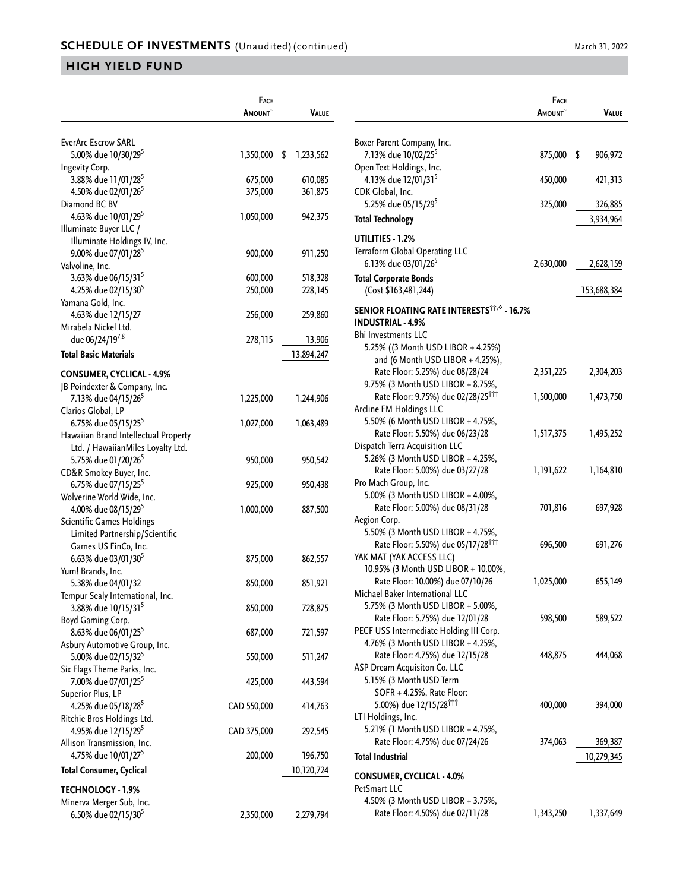## SCHEDULE OF INVESTMENTS (Unaudited) (continued)

## HIGH YIELD FUND

| | Face Amount~ | Value |
|---|---|---|
| EverArc Escrow SARL | | |
| 5.00% due 10/30/29[5] | 1,350,000 | $ 1,233,562 |
| Ingevity Corp. | | |
| 3.88% due 11/01/28[5] | 675,000 | 610,085 |
| 4.50% due 02/01/26[5] | 375,000 | 361,875 |
| Diamond BC BV | | |
| 4.63% due 10/01/29[5] | 1,050,000 | 942,375 |
| Illuminate Buyer LLC / Illuminate Holdings IV, Inc. | | |
| 9.00% due 07/01/28[5] | 900,000 | 911,250 |
| Valvoline, Inc. | | |
| 3.63% due 06/15/31[5] | 600,000 | 518,328 |
| 4.25% due 02/15/30[5] | 250,000 | 228,145 |
| Yamana Gold, Inc. | | |
| 4.63% due 12/15/27 | 256,000 | 259,860 |
| Mirabela Nickel Ltd. | | |
| due 06/24/19[7,8] | 278,115 | 13,906 |
| **Total Basic Materials** | | 13,894,247 |
| **CONSUMER, CYCLICAL - 4.9%** | | |
| JB Poindexter & Company, Inc. | | |
| 7.13% due 04/15/26[5] | 1,225,000 | 1,244,906 |
| Clarios Global, LP | | |
| 6.75% due 05/15/25[5] | 1,027,000 | 1,063,489 |
| Hawaiian Brand Intellectual Property Ltd. / HawaiianMiles Loyalty Ltd. | | |
| 5.75% due 01/20/26[5] | 950,000 | 950,542 |
| CD&R Smokey Buyer, Inc. | | |
| 6.75% due 07/15/25[5] | 925,000 | 950,438 |
| Wolverine World Wide, Inc. | | |
| 4.00% due 08/15/29[5] | 1,000,000 | 887,500 |
| Scientific Games Holdings Limited Partnership/Scientific Games US FinCo, Inc. | | |
| 6.63% due 03/01/30[5] | 875,000 | 862,557 |
| Yum! Brands, Inc. | | |
| 5.38% due 04/01/32 | 850,000 | 851,921 |
| Tempur Sealy International, Inc. | | |
| 3.88% due 10/15/31[5] | 850,000 | 728,875 |
| Boyd Gaming Corp. | | |
| 8.63% due 06/01/25[5] | 687,000 | 721,597 |
| Asbury Automotive Group, Inc. | | |
| 5.00% due 02/15/32[5] | 550,000 | 511,247 |
| Six Flags Theme Parks, Inc. | | |
| 7.00% due 07/01/25[5] | 425,000 | 443,594 |
| Superior Plus, LP | | |
| 4.25% due 05/18/28[5] | CAD 550,000 | 414,763 |
| Ritchie Bros Holdings Ltd. | | |
| 4.95% due 12/15/29[5] | CAD 375,000 | 292,545 |
| Allison Transmission, Inc. | | |
| 4.75% due 10/01/27[5] | 200,000 | 196,750 |
| **Total Consumer, Cyclical** | | 10,120,724 |
| **TECHNOLOGY - 1.9%** | | |
| Minerva Merger Sub, Inc. | | |
| 6.50% due 02/15/30[5] | 2,350,000 | 2,279,794 |
| Boxer Parent Company, Inc. | | |
| 7.13% due 10/02/25[5] | 875,000 | $ 906,972 |
| Open Text Holdings, Inc. | | |
| 4.13% due 12/01/31[5] | 450,000 | 421,313 |
| CDK Global, Inc. | | |
| 5.25% due 05/15/29[5] | 325,000 | 326,885 |
| **Total Technology** | | 3,934,964 |
| **UTILITIES - 1.2%** | | |
| Terraform Global Operating LLC | | |
| 6.13% due 03/01/26[5] | 2,630,000 | 2,628,159 |
| **Total Corporate Bonds** (Cost $163,481,244) | | 153,688,384 |
| **SENIOR FLOATING RATE INTERESTS[††,◊] - 16.7%** | | |
| **INDUSTRIAL - 4.9%** | | |
| Bhi Investments LLC | | |
| 5.25% ((3 Month USD LIBOR + 4.25%) and (6 Month USD LIBOR + 4.25%), Rate Floor: 5.25%) due 08/28/24 | 2,351,225 | 2,304,203 |
| 9.75% (3 Month USD LIBOR + 8.75%, Rate Floor: 9.75%) due 02/28/25[†††] | 1,500,000 | 1,473,750 |
| Arcline FM Holdings LLC | | |
| 5.50% (6 Month USD LIBOR + 4.75%, Rate Floor: 5.50%) due 06/23/28 | 1,517,375 | 1,495,252 |
| Dispatch Terra Acquisition LLC | | |
| 5.26% (3 Month USD LIBOR + 4.25%, Rate Floor: 5.00%) due 03/27/28 | 1,191,622 | 1,164,810 |
| Pro Mach Group, Inc. | | |
| 5.00% (3 Month USD LIBOR + 4.00%, Rate Floor: 5.00%) due 08/31/28 | 701,816 | 697,928 |
| Aegion Corp. | | |
| 5.50% (3 Month USD LIBOR + 4.75%, Rate Floor: 5.50%) due 05/17/28[†††] | 696,500 | 691,276 |
| YAK MAT (YAK ACCESS LLC) | | |
| 10.95% (3 Month USD LIBOR + 10.00%, Rate Floor: 10.00%) due 07/10/26 | 1,025,000 | 655,149 |
| Michael Baker International LLC | | |
| 5.75% (3 Month USD LIBOR + 5.00%, Rate Floor: 5.75%) due 12/01/28 | 598,500 | 589,522 |
| PECF USS Intermediate Holding III Corp. | | |
| 4.76% (3 Month USD LIBOR + 4.25%, Rate Floor: 4.75%) due 12/15/28 | 448,875 | 444,068 |
| ASP Dream Acquisiton Co. LLC | | |
| 5.15% (3 Month USD Term SOFR + 4.25%, Rate Floor: 5.00%) due 12/15/28[†††] | 400,000 | 394,000 |
| LTI Holdings, Inc. | | |
| 5.21% (1 Month USD LIBOR + 4.75%, Rate Floor: 4.75%) due 07/24/26 | 374,063 | 369,387 |
| **Total Industrial** | | 10,279,345 |
| **CONSUMER, CYCLICAL - 4.0%** | | |
| PetSmart LLC | | |
| 4.50% (3 Month USD LIBOR + 3.75%, Rate Floor: 4.50%) due 02/11/28 | 1,343,250 | 1,337,649 |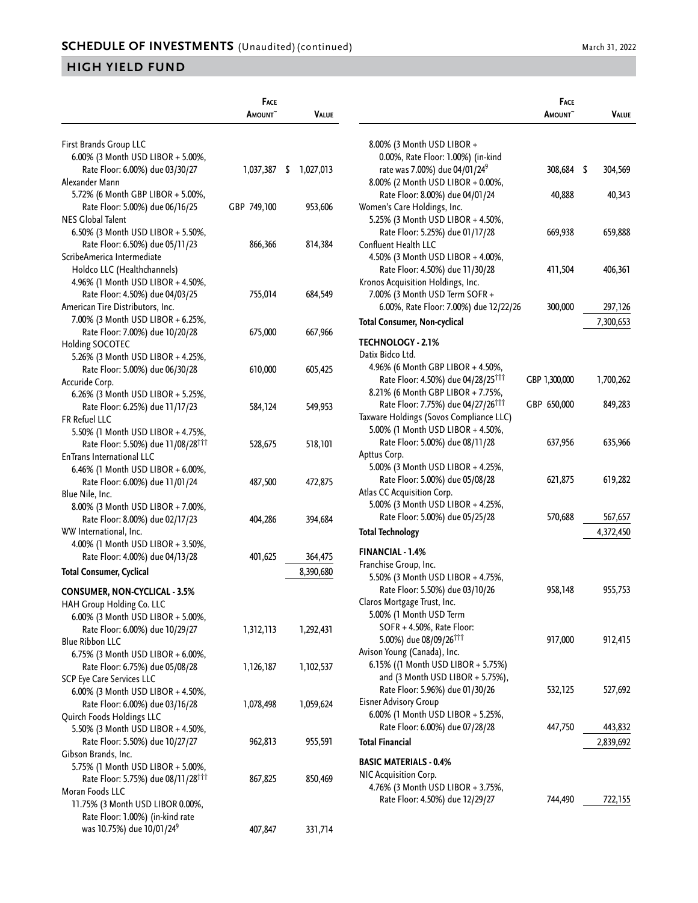## SCHEDULE OF INVESTMENTS (Unaudited) (continued)

March 31, 2022

## HIGH YIELD FUND

| | Face Amount~ | Value |
|---|---|---|
| First Brands Group LLC | | |
| 6.00% (3 Month USD LIBOR + 5.00%, Rate Floor: 6.00%) due 03/30/27 | 1,037,387 | $ 1,027,013 |
| Alexander Mann | | |
| 5.72% (6 Month GBP LIBOR + 5.00%, Rate Floor: 5.00%) due 06/16/25 | GBP 749,100 | 953,606 |
| NES Global Talent | | |
| 6.50% (3 Month USD LIBOR + 5.50%, Rate Floor: 6.50%) due 05/11/23 | 866,366 | 814,384 |
| ScribeAmerica Intermediate Holdco LLC (Healthchannels) | | |
| 4.96% (1 Month USD LIBOR + 4.50%, Rate Floor: 4.50%) due 04/03/25 | 755,014 | 684,549 |
| American Tire Distributors, Inc. | | |
| 7.00% (3 Month USD LIBOR + 6.25%, Rate Floor: 7.00%) due 10/20/28 | 675,000 | 667,966 |
| Holding SOCOTEC | | |
| 5.26% (3 Month USD LIBOR + 4.25%, Rate Floor: 5.00%) due 06/30/28 | 610,000 | 605,425 |
| Accuride Corp. | | |
| 6.26% (3 Month USD LIBOR + 5.25%, Rate Floor: 6.25%) due 11/17/23 | 584,124 | 549,953 |
| FR Refuel LLC | | |
| 5.50% (1 Month USD LIBOR + 4.75%, Rate Floor: 5.50%) due 11/08/28††† | 528,675 | 518,101 |
| EnTrans International LLC | | |
| 6.46% (1 Month USD LIBOR + 6.00%, Rate Floor: 6.00%) due 11/01/24 | 487,500 | 472,875 |
| Blue Nile, Inc. | | |
| 8.00% (3 Month USD LIBOR + 7.00%, Rate Floor: 8.00%) due 02/17/23 | 404,286 | 394,684 |
| WW International, Inc. | | |
| 4.00% (1 Month USD LIBOR + 3.50%, Rate Floor: 4.00%) due 04/13/28 | 401,625 | 364,475 |
| **Total Consumer, Cyclical** | | 8,390,680 |
| **CONSUMER, NON-CYCLICAL - 3.5%** | | |
| HAH Group Holding Co. LLC | | |
| 6.00% (3 Month USD LIBOR + 5.00%, Rate Floor: 6.00%) due 10/29/27 | 1,312,113 | 1,292,431 |
| Blue Ribbon LLC | | |
| 6.75% (3 Month USD LIBOR + 6.00%, Rate Floor: 6.75%) due 05/08/28 | 1,126,187 | 1,102,537 |
| SCP Eye Care Services LLC | | |
| 6.00% (3 Month USD LIBOR + 4.50%, Rate Floor: 6.00%) due 03/16/28 | 1,078,498 | 1,059,624 |
| Quirch Foods Holdings LLC | | |
| 5.50% (3 Month USD LIBOR + 4.50%, Rate Floor: 5.50%) due 10/27/27 | 962,813 | 955,591 |
| Gibson Brands, Inc. | | |
| 5.75% (1 Month USD LIBOR + 5.00%, Rate Floor: 5.75%) due 08/11/28††† | 867,825 | 850,469 |
| Moran Foods LLC | | |
| 11.75% (3 Month USD LIBOR 0.00%, Rate Floor: 1.00%) (in-kind rate was 10.75%) due 10/01/24[9] | 407,847 | 331,714 |
| 8.00% (3 Month USD LIBOR + 0.00%, Rate Floor: 1.00%) (in-kind rate was 7.00%) due 04/01/24[9] | 308,684 | $ 304,569 |
| 8.00% (2 Month USD LIBOR + 0.00%, Rate Floor: 8.00%) due 04/01/24 | 40,888 | 40,343 |
| Women's Care Holdings, Inc. | | |
| 5.25% (3 Month USD LIBOR + 4.50%, Rate Floor: 5.25%) due 01/17/28 | 669,938 | 659,888 |
| Confluent Health LLC | | |
| 4.50% (3 Month USD LIBOR + 4.00%, Rate Floor: 4.50%) due 11/30/28 | 411,504 | 406,361 |
| Kronos Acquisition Holdings, Inc. | | |
| 7.00% (3 Month USD Term SOFR + 6.00%, Rate Floor: 7.00%) due 12/22/26 | 300,000 | 297,126 |
| **Total Consumer, Non-cyclical** | | 7,300,653 |
| **TECHNOLOGY - 2.1%** | | |
| Datix Bidco Ltd. | | |
| 4.96% (6 Month GBP LIBOR + 4.50%, Rate Floor: 4.50%) due 04/28/25††† | GBP 1,300,000 | 1,700,262 |
| 8.21% (6 Month GBP LIBOR + 7.75%, Rate Floor: 7.75%) due 04/27/26††† | GBP 650,000 | 849,283 |
| Taxware Holdings (Sovos Compliance LLC) | | |
| 5.00% (1 Month USD LIBOR + 4.50%, Rate Floor: 5.00%) due 08/11/28 | 637,956 | 635,966 |
| Apttus Corp. | | |
| 5.00% (3 Month USD LIBOR + 4.25%, Rate Floor: 5.00%) due 05/08/28 | 621,875 | 619,282 |
| Atlas CC Acquisition Corp. | | |
| 5.00% (3 Month USD LIBOR + 4.25%, Rate Floor: 5.00%) due 05/25/28 | 570,688 | 567,657 |
| **Total Technology** | | 4,372,450 |
| **FINANCIAL - 1.4%** | | |
| Franchise Group, Inc. | | |
| 5.50% (3 Month USD LIBOR + 4.75%, Rate Floor: 5.50%) due 03/10/26 | 958,148 | 955,753 |
| Claros Mortgage Trust, Inc. | | |
| 5.00% (1 Month USD Term SOFR + 4.50%, Rate Floor: 5.00%) due 08/09/26††† | 917,000 | 912,415 |
| Avison Young (Canada), Inc. | | |
| 6.15% ((1 Month USD LIBOR + 5.75%) and (3 Month USD LIBOR + 5.75%), Rate Floor: 5.96%) due 01/30/26 | 532,125 | 527,692 |
| Eisner Advisory Group | | |
| 6.00% (1 Month USD LIBOR + 5.25%, Rate Floor: 6.00%) due 07/28/28 | 447,750 | 443,832 |
| **Total Financial** | | 2,839,692 |
| **BASIC MATERIALS - 0.4%** | | |
| NIC Acquisition Corp. | | |
| 4.76% (3 Month USD LIBOR + 3.75%, Rate Floor: 4.50%) due 12/29/27 | 744,490 | 722,155 |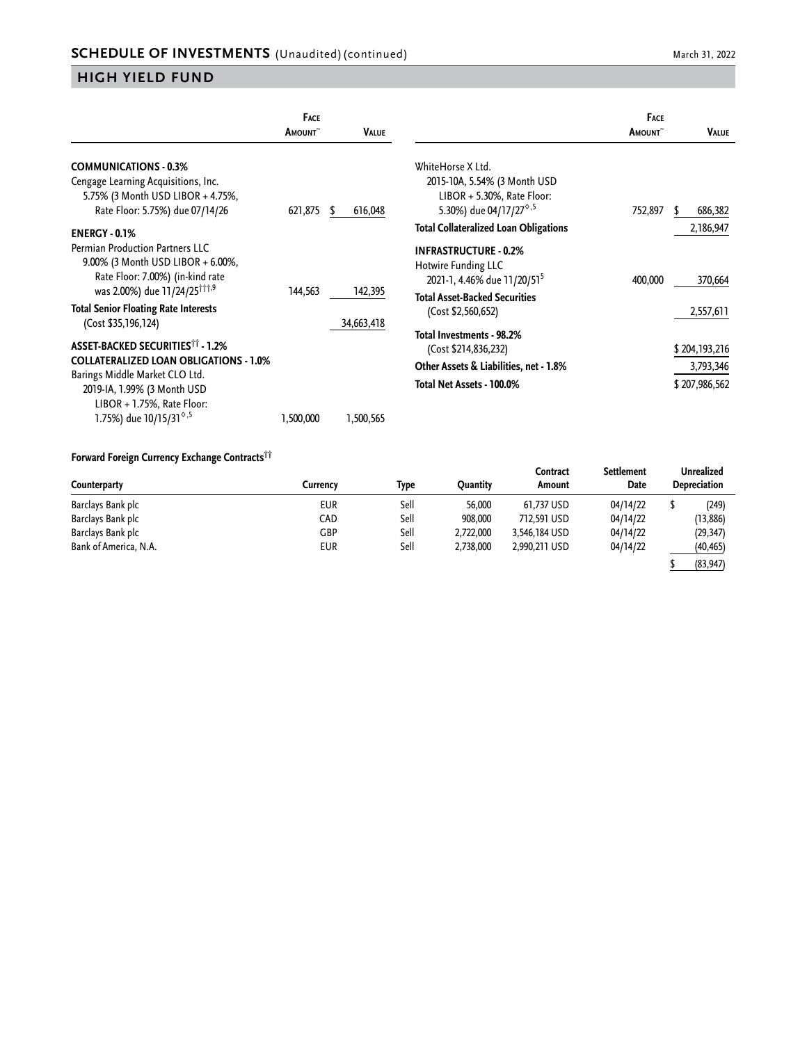## SCHEDULE OF INVESTMENTS (Unaudited) (continued)

March 31, 2022

## HIGH YIELD FUND

| | Face Amount~ | Value |
|---|---|---|
| **COMMUNICATIONS - 0.3%** | | |
| Cengage Learning Acquisitions, Inc. 5.75% (3 Month USD LIBOR + 4.75%, Rate Floor: 5.75%) due 07/14/26 | 621,875 | $ 616,048 |
| **ENERGY - 0.1%** | | |
| Permian Production Partners LLC 9.00% (3 Month USD LIBOR + 6.00%, Rate Floor: 7.00%) (in-kind rate was 2.00%) due 11/24/25[†††,9] | 144,563 | 142,395 |
| **Total Senior Floating Rate Interests** (Cost $35,196,124) | | 34,663,418 |
| **ASSET-BACKED SECURITIES[††] - 1.2%** | | |
| **COLLATERALIZED LOAN OBLIGATIONS - 1.0%** | | |
| Barings Middle Market CLO Ltd. 2019-IA, 1.99% (3 Month USD LIBOR + 1.75%, Rate Floor: 1.75%) due 10/15/31[◊,5] | 1,500,000 | 1,500,565 |
| WhiteHorse X Ltd. 2015-10A, 5.54% (3 Month USD LIBOR + 5.30%, Rate Floor: 5.30%) due 04/17/27[◊,5] | 752,897 | $ 686,382 |
| **Total Collateralized Loan Obligations** | | 2,186,947 |
| **INFRASTRUCTURE - 0.2%** | | |
| Hotwire Funding LLC 2021-1, 4.46% due 11/20/51[5] | 400,000 | 370,664 |
| **Total Asset-Backed Securities** (Cost $2,560,652) | | 2,557,611 |
| **Total Investments - 98.2%** (Cost $214,836,232) | | $ 204,193,216 |
| **Other Assets & Liabilities, net - 1.8%** | | 3,793,346 |
| **Total Net Assets - 100.0%** | | $ 207,986,562 |

**Forward Foreign Currency Exchange Contracts[††]**

| Counterparty | Currency | Type | Quantity | Contract Amount | Settlement Date | Unrealized Depreciation |
|---|---|---|---|---|---|---|
| Barclays Bank plc | EUR | Sell | 56,000 | 61,737 USD | 04/14/22 | $ (249) |
| Barclays Bank plc | CAD | Sell | 908,000 | 712,591 USD | 04/14/22 | (13,886) |
| Barclays Bank plc | GBP | Sell | 2,722,000 | 3,546,184 USD | 04/14/22 | (29,347) |
| Bank of America, N.A. | EUR | Sell | 2,738,000 | 2,990,211 USD | 04/14/22 | (40,465) |
| | | | | | | $ (83,947) |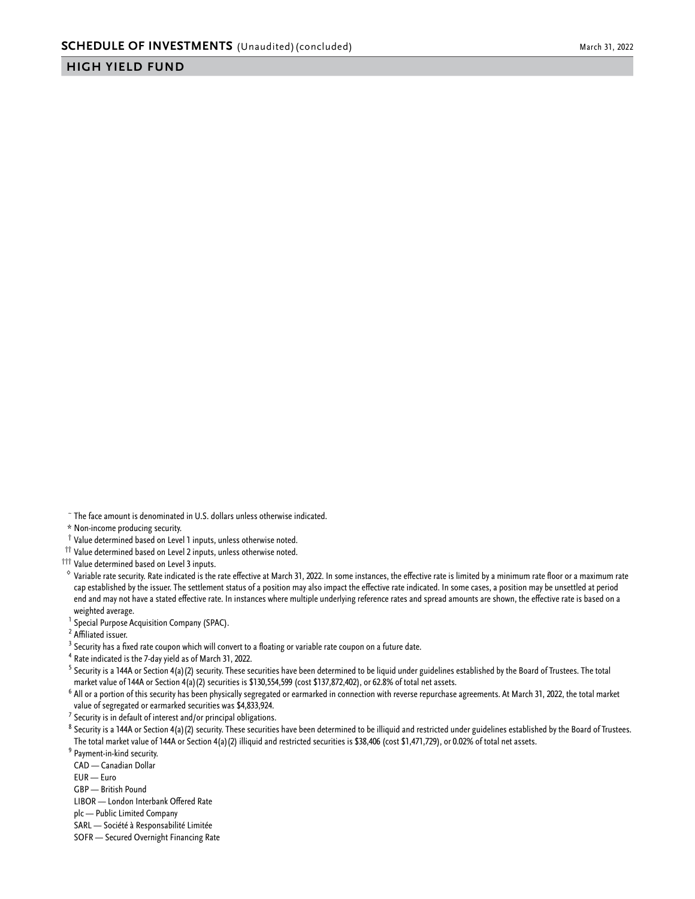## SCHEDULE OF INVESTMENTS (Unaudited) (concluded)

## HIGH YIELD FUND

~ The face amount is denominated in U.S. dollars unless otherwise indicated.

\* Non-income producing security.

† Value determined based on Level 1 inputs, unless otherwise noted.

†† Value determined based on Level 2 inputs, unless otherwise noted.

††† Value determined based on Level 3 inputs.

◊ Variable rate security. Rate indicated is the rate effective at March 31, 2022. In some instances, the effective rate is limited by a minimum rate floor or a maximum rate cap established by the issuer. The settlement status of a position may also impact the effective rate indicated. In some cases, a position may be unsettled at period end and may not have a stated effective rate. In instances where multiple underlying reference rates and spread amounts are shown, the effective rate is based on a weighted average.

[1] Special Purpose Acquisition Company (SPAC).

[2] Affiliated issuer.

[3] Security has a fixed rate coupon which will convert to a floating or variable rate coupon on a future date.

[4] Rate indicated is the 7-day yield as of March 31, 2022.

[5] Security is a 144A or Section 4(a)(2) security. These securities have been determined to be liquid under guidelines established by the Board of Trustees. The total market value of 144A or Section 4(a)(2) securities is $130,554,599 (cost $137,872,402), or 62.8% of total net assets.

[6] All or a portion of this security has been physically segregated or earmarked in connection with reverse repurchase agreements. At March 31, 2022, the total market value of segregated or earmarked securities was $4,833,924.

[7] Security is in default of interest and/or principal obligations.

[8] Security is a 144A or Section 4(a)(2) security. These securities have been determined to be illiquid and restricted under guidelines established by the Board of Trustees. The total market value of 144A or Section 4(a)(2) illiquid and restricted securities is $38,406 (cost $1,471,729), or 0.02% of total net assets.

[9] Payment-in-kind security.

CAD — Canadian Dollar

EUR — Euro

GBP — British Pound

LIBOR — London Interbank Offered Rate

plc — Public Limited Company

SARL — Société à Responsabilité Limitée

SOFR — Secured Overnight Financing Rate